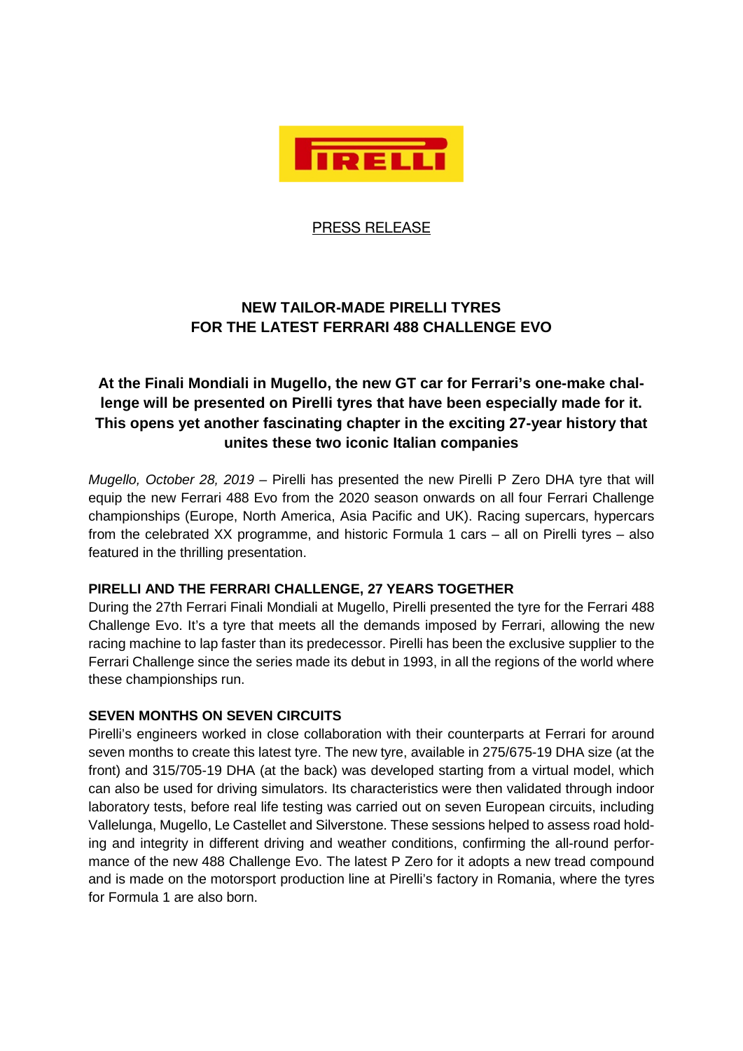PIRELLI

PRESS RELEASE

# NEW TAILOR-MADE PIRELLI TYRES FOR THE LATEST FERRARI 488 CHALLENGE EVO

## At the Finali Mondiali in Mugello, the new GT car for Ferrari's one-make challenge will be presented on Pirelli tyres that have been especially made for it. This opens yet another fascinating chapter in the exciting 27-year history that unites these two iconic Italian companies

*Mugello, October 28, 2019* – Pirelli has presented the new Pirelli P Zero DHA tyre that will equip the new Ferrari 488 Evo from the 2020 season onwards on all four Ferrari Challenge championships (Europe, North America, Asia Pacific and UK). Racing supercars, hypercars from the celebrated XX programme, and historic Formula 1 cars – all on Pirelli tyres – also featured in the thrilling presentation.

### PIRELLI AND THE FERRARI CHALLENGE, 27 YEARS TOGETHER

During the 27th Ferrari Finali Mondiali at Mugello, Pirelli presented the tyre for the Ferrari 488 Challenge Evo. It's a tyre that meets all the demands imposed by Ferrari, allowing the new racing machine to lap faster than its predecessor. Pirelli has been the exclusive supplier to the Ferrari Challenge since the series made its debut in 1993, in all the regions of the world where these championships run.

### SEVEN MONTHS ON SEVEN CIRCUITS

Pirelli's engineers worked in close collaboration with their counterparts at Ferrari for around seven months to create this latest tyre. The new tyre, available in 275/675-19 DHA size (at the front) and 315/705-19 DHA (at the back) was developed starting from a virtual model, which can also be used for driving simulators. Its characteristics were then validated through indoor laboratory tests, before real life testing was carried out on seven European circuits, including Vallelunga, Mugello, Le Castellet and Silverstone. These sessions helped to assess road holding and integrity in different driving and weather conditions, confirming the all-round performance of the new 488 Challenge Evo. The latest P Zero for it adopts a new tread compound and is made on the motorsport production line at Pirelli's factory in Romania, where the tyres for Formula 1 are also born.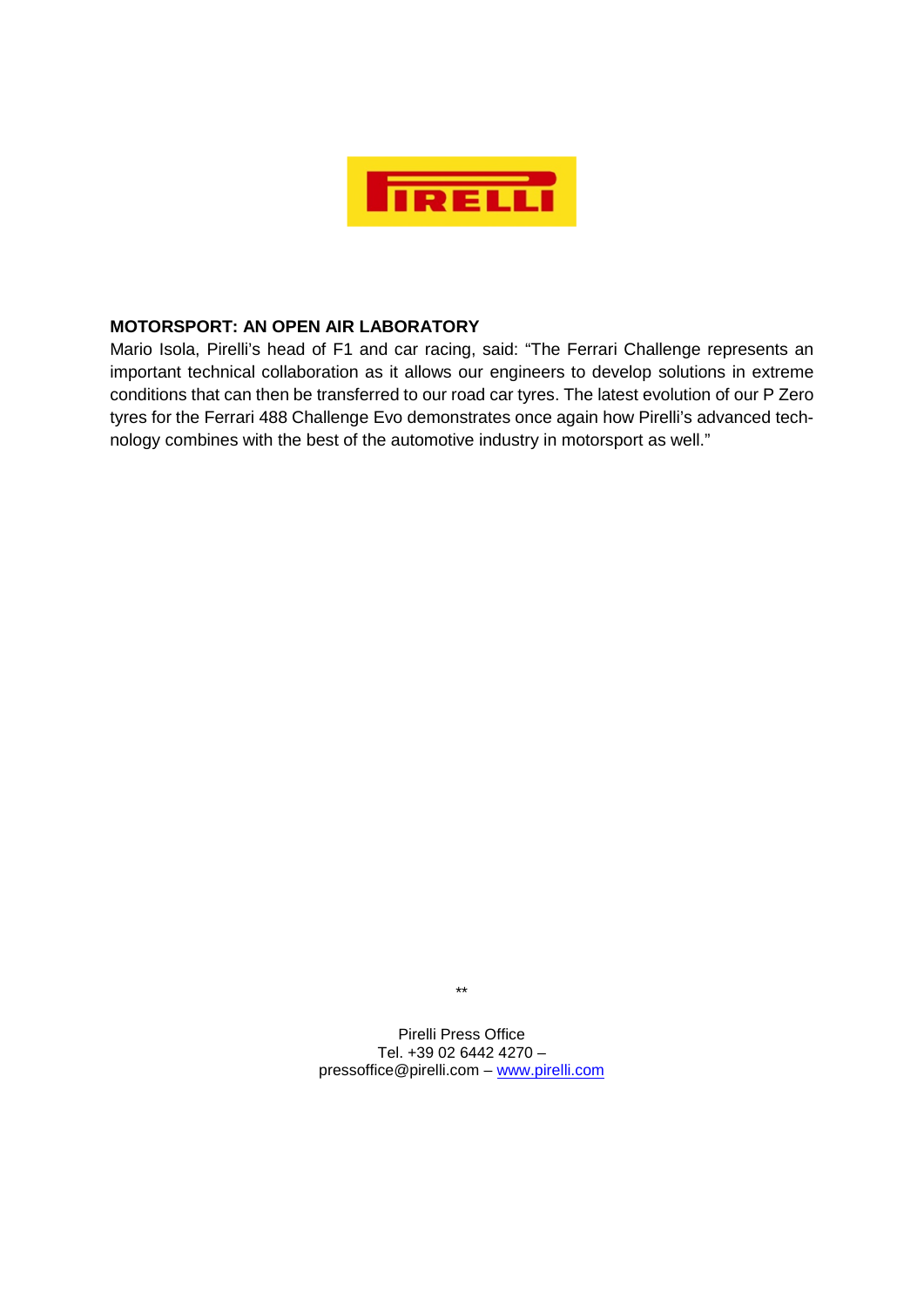**MOTORSPORT: AN OPEN AIR LABORATORY**

Mario Isola, Pirelli's head of F1 and car racing, said: "The Ferrari Challenge represents an important technical collaboration as it allows our engineers to develop solutions in extreme conditions that can then be transferred to our road car tyres. The latest evolution of our P Zero tyres for the Ferrari 488 Challenge Evo demonstrates once again how Pirelli's advanced technology combines with the best of the automotive industry in motorsport as well."

**

Pirelli Press Office
Tel. +39 02 6442 4270 –
pressoffice@pirelli.com – www.pirelli.com